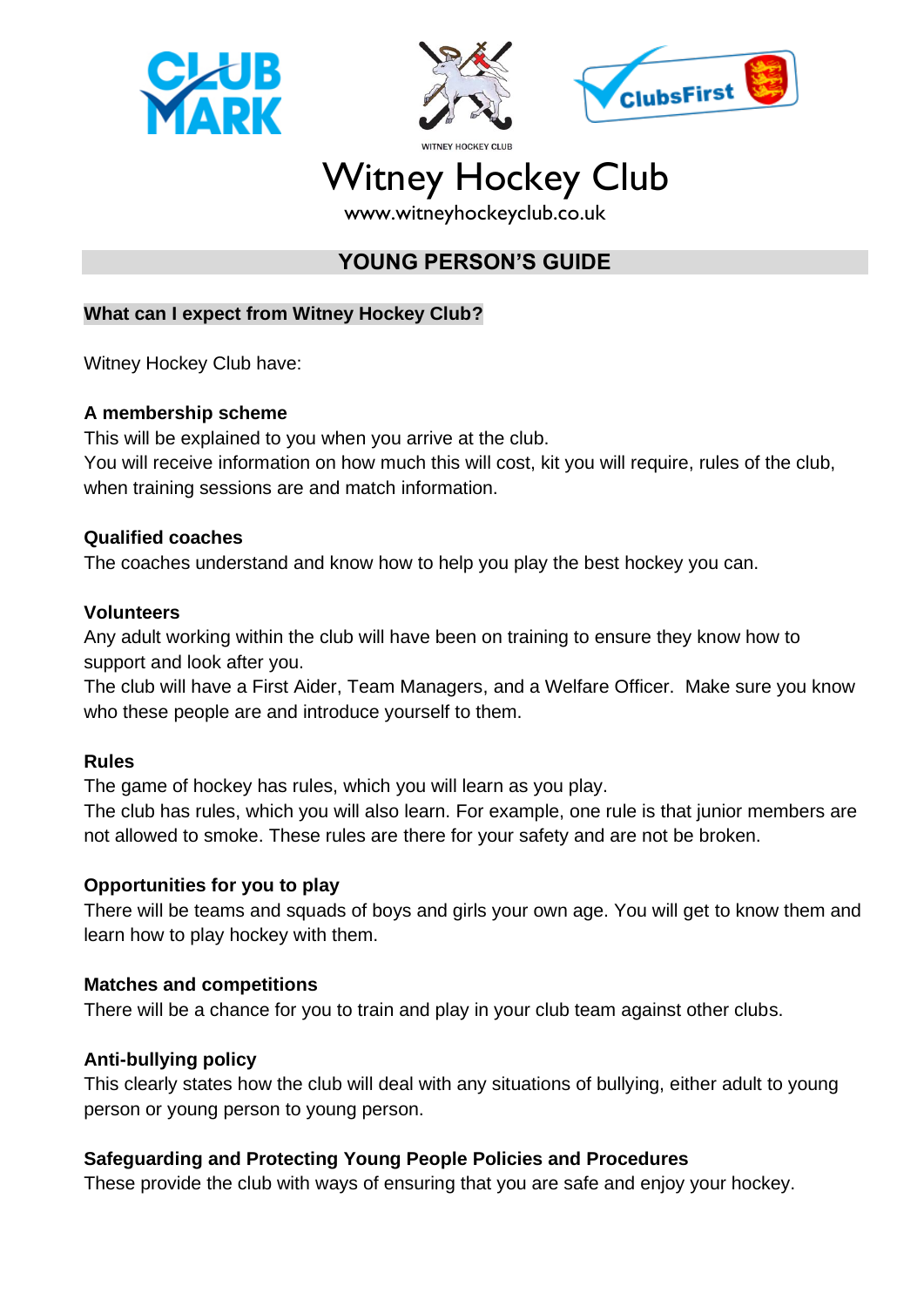WITNEY HOCKEY CLUB

# Witney Hockey Club

www.witneyhockeyclub.co.uk

## YOUNG PERSON'S GUIDE

### What can I expect from Witney Hockey Club?

Witney Hockey Club have:

**A membership scheme**

This will be explained to you when you arrive at the club.
You will receive information on how much this will cost, kit you will require, rules of the club, when training sessions are and match information.

**Qualified coaches**

The coaches understand and know how to help you play the best hockey you can.

**Volunteers**

Any adult working within the club will have been on training to ensure they know how to support and look after you.
The club will have a First Aider, Team Managers, and a Welfare Officer. Make sure you know who these people are and introduce yourself to them.

**Rules**

The game of hockey has rules, which you will learn as you play.
The club has rules, which you will also learn. For example, one rule is that junior members are not allowed to smoke. These rules are there for your safety and are not be broken.

**Opportunities for you to play**

There will be teams and squads of boys and girls your own age. You will get to know them and learn how to play hockey with them.

**Matches and competitions**

There will be a chance for you to train and play in your club team against other clubs.

**Anti-bullying policy**

This clearly states how the club will deal with any situations of bullying, either adult to young person or young person to young person.

**Safeguarding and Protecting Young People Policies and Procedures**

These provide the club with ways of ensuring that you are safe and enjoy your hockey.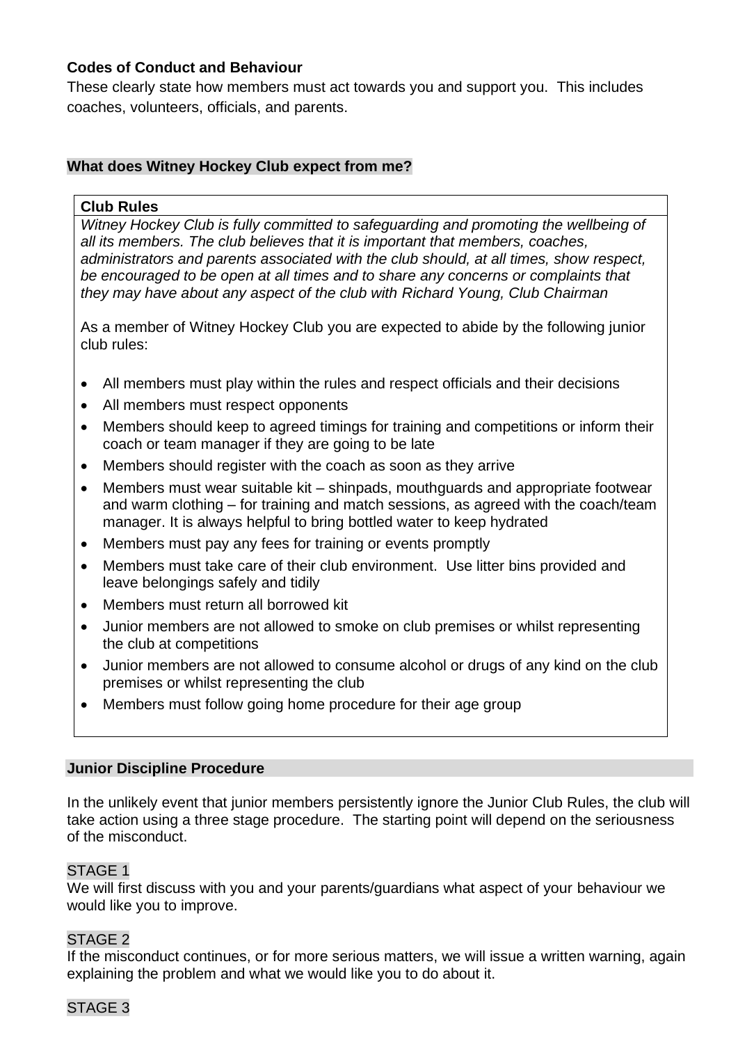**Codes of Conduct and Behaviour**

These clearly state how members must act towards you and support you. This includes coaches, volunteers, officials, and parents.

## What does Witney Hockey Club expect from me?

**Club Rules**

*Witney Hockey Club is fully committed to safeguarding and promoting the wellbeing of all its members. The club believes that it is important that members, coaches, administrators and parents associated with the club should, at all times, show respect, be encouraged to be open at all times and to share any concerns or complaints that they may have about any aspect of the club with Richard Young, Club Chairman*

As a member of Witney Hockey Club you are expected to abide by the following junior club rules:

- All members must play within the rules and respect officials and their decisions
- All members must respect opponents
- Members should keep to agreed timings for training and competitions or inform their coach or team manager if they are going to be late
- Members should register with the coach as soon as they arrive
- Members must wear suitable kit – shinpads, mouthguards and appropriate footwear and warm clothing – for training and match sessions, as agreed with the coach/team manager. It is always helpful to bring bottled water to keep hydrated
- Members must pay any fees for training or events promptly
- Members must take care of their club environment. Use litter bins provided and leave belongings safely and tidily
- Members must return all borrowed kit
- Junior members are not allowed to smoke on club premises or whilst representing the club at competitions
- Junior members are not allowed to consume alcohol or drugs of any kind on the club premises or whilst representing the club
- Members must follow going home procedure for their age group

## Junior Discipline Procedure

In the unlikely event that junior members persistently ignore the Junior Club Rules, the club will take action using a three stage procedure. The starting point will depend on the seriousness of the misconduct.

STAGE 1

We will first discuss with you and your parents/guardians what aspect of your behaviour we would like you to improve.

STAGE 2

If the misconduct continues, or for more serious matters, we will issue a written warning, again explaining the problem and what we would like you to do about it.

STAGE 3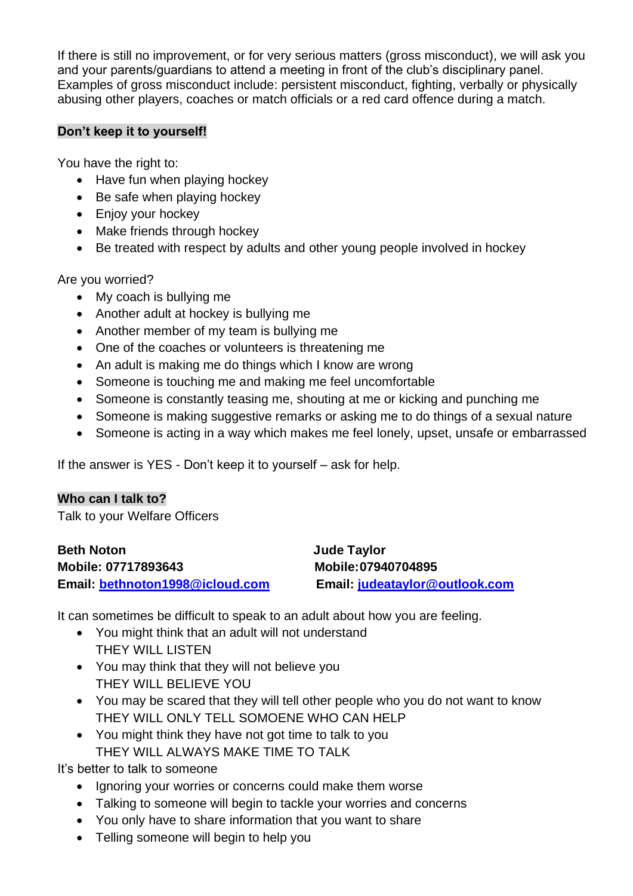If there is still no improvement, or for very serious matters (gross misconduct), we will ask you and your parents/guardians to attend a meeting in front of the club's disciplinary panel. Examples of gross misconduct include: persistent misconduct, fighting, verbally or physically abusing other players, coaches or match officials or a red card offence during a match.

## Don't keep it to yourself!

You have the right to:

- Have fun when playing hockey
- Be safe when playing hockey
- Enjoy your hockey
- Make friends through hockey
- Be treated with respect by adults and other young people involved in hockey

Are you worried?

- My coach is bullying me
- Another adult at hockey is bullying me
- Another member of my team is bullying me
- One of the coaches or volunteers is threatening me
- An adult is making me do things which I know are wrong
- Someone is touching me and making me feel uncomfortable
- Someone is constantly teasing me, shouting at me or kicking and punching me
- Someone is making suggestive remarks or asking me to do things of a sexual nature
- Someone is acting in a way which makes me feel lonely, upset, unsafe or embarrassed

If the answer is YES - Don't keep it to yourself – ask for help.

## Who can I talk to?

Talk to your Welfare Officers

**Beth Noton**
**Mobile: 07717893643**
**Email: bethnoton1998@icloud.com**

**Jude Taylor**
**Mobile:07940704895**
**Email: judeataylor@outlook.com**

It can sometimes be difficult to speak to an adult about how you are feeling.

- You might think that an adult will not understand
  THEY WILL LISTEN
- You may think that they will not believe you
  THEY WILL BELIEVE YOU
- You may be scared that they will tell other people who you do not want to know
  THEY WILL ONLY TELL SOMOENE WHO CAN HELP
- You might think they have not got time to talk to you
  THEY WILL ALWAYS MAKE TIME TO TALK

It's better to talk to someone

- Ignoring your worries or concerns could make them worse
- Talking to someone will begin to tackle your worries and concerns
- You only have to share information that you want to share
- Telling someone will begin to help you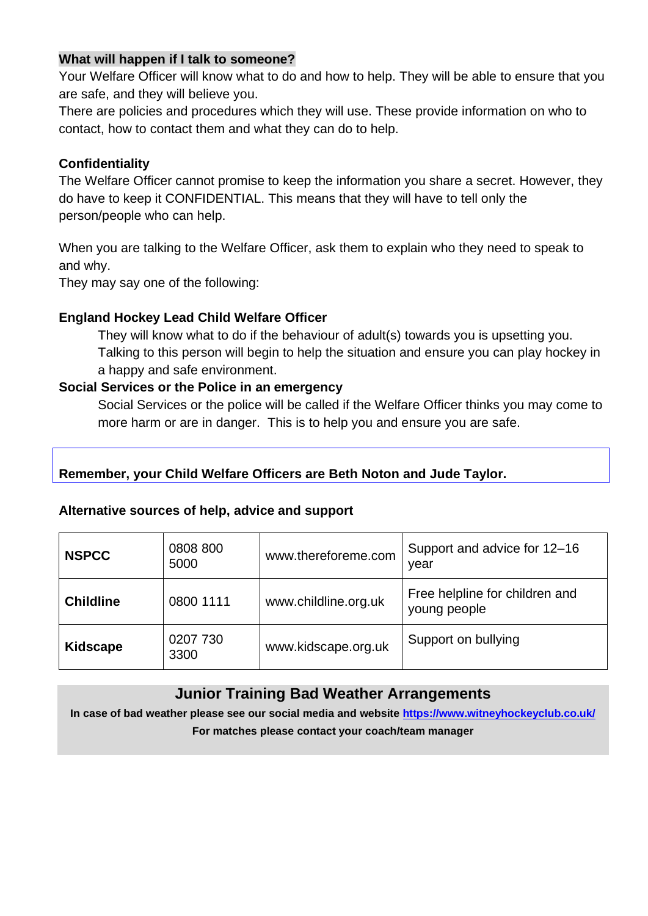**What will happen if I talk to someone?**

Your Welfare Officer will know what to do and how to help. They will be able to ensure that you are safe, and they will believe you.

There are policies and procedures which they will use. These provide information on who to contact, how to contact them and what they can do to help.

**Confidentiality**

The Welfare Officer cannot promise to keep the information you share a secret. However, they do have to keep it CONFIDENTIAL. This means that they will have to tell only the person/people who can help.

When you are talking to the Welfare Officer, ask them to explain who they need to speak to and why.

They may say one of the following:

**England Hockey Lead Child Welfare Officer**

> They will know what to do if the behaviour of adult(s) towards you is upsetting you. Talking to this person will begin to help the situation and ensure you can play hockey in a happy and safe environment.

**Social Services or the Police in an emergency**

> Social Services or the police will be called if the Welfare Officer thinks you may come to more harm or are in danger. This is to help you and ensure you are safe.

**Remember, your Child Welfare Officers are Beth Noton and Jude Taylor.**

**Alternative sources of help, advice and support**

| | | | |
|---|---|---|---|
| **NSPCC** | 0808 800 5000 | www.thereforeme.com | Support and advice for 12–16 year |
| **Childline** | 0800 1111 | www.childline.org.uk | Free helpline for children and young people |
| **Kidscape** | 0207 730 3300 | www.kidscape.org.uk | Support on bullying |

## Junior Training Bad Weather Arrangements

**In case of bad weather please see our social media and website [https://www.witneyhockeyclub.co.uk/](https://www.witneyhockeyclub.co.uk/)**

**For matches please contact your coach/team manager**